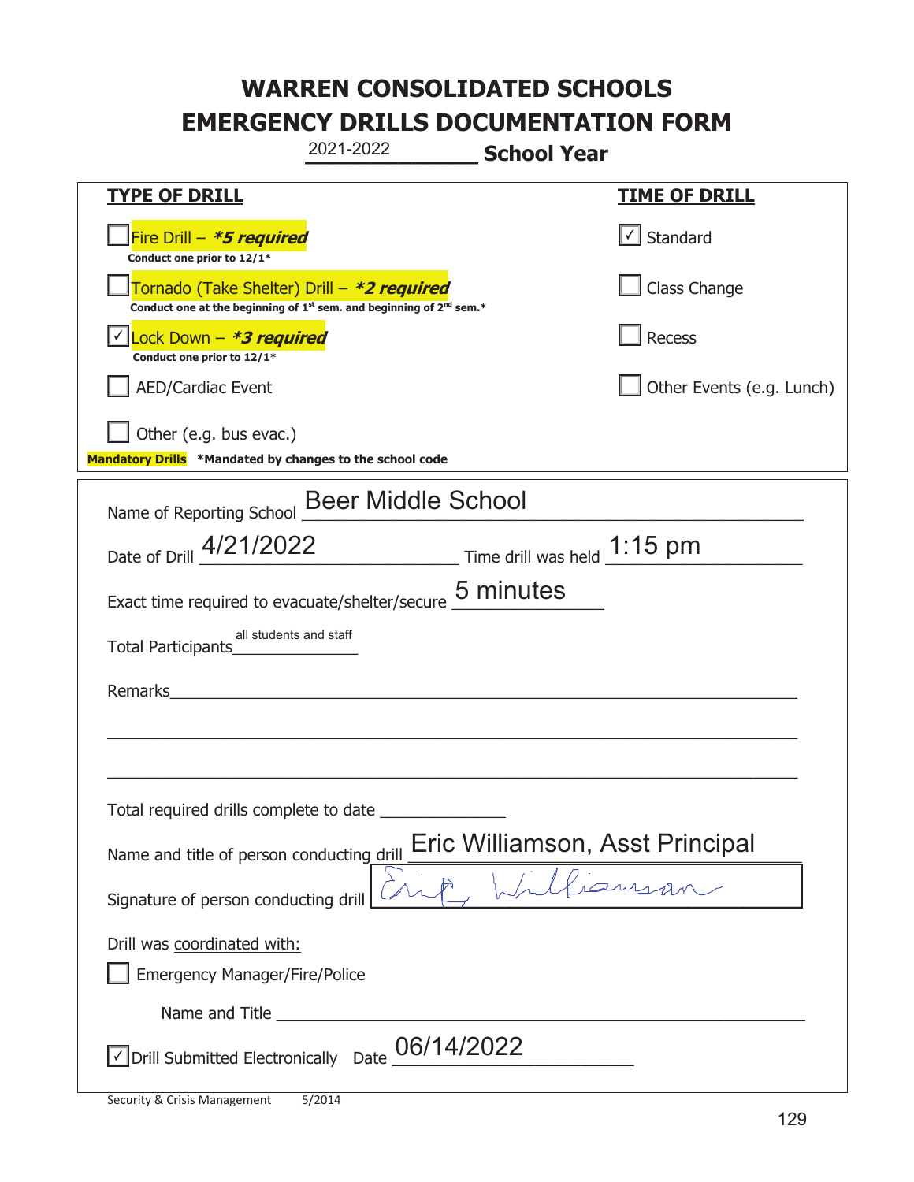# WARREN CONSOLIDATED SCHOOLS
# EMERGENCY DRILLS DOCUMENTATION FORM

2021-2022 **School Year**

| **TYPE OF DRILL** | **TIME OF DRILL** |
|---|---|
| ☐ Fire Drill – ***5 required*** Conduct one prior to 12/1* | ☑ Standard |
| ☐ Tornado (Take Shelter) Drill – ***2 required*** Conduct one at the beginning of 1st sem. and beginning of 2nd sem.* | ☐ Class Change |
| ☑ Lock Down – ***3 required*** Conduct one prior to 12/1* | ☐ Recess |
| ☐ AED/Cardiac Event | ☐ Other Events (e.g. Lunch) |
| ☐ Other (e.g. bus evac.) | |

**Mandatory Drills** ***Mandated by changes to the school code**

Name of Reporting School: Beer Middle School

Date of Drill: 4/21/2022 Time drill was held: 1:15 pm

Exact time required to evacuate/shelter/secure: 5 minutes

Total Participants: all students and staff

Remarks: ______________________________

Total required drills complete to date: ____________

Name and title of person conducting drill: Eric Williamson, Asst Principal

Signature of person conducting drill: Eric Williamson

Drill was coordinated with:

☐ Emergency Manager/Fire/Police

Name and Title: ______________________________

☑ Drill Submitted Electronically Date: 06/14/2022

Security & Crisis Management 5/2014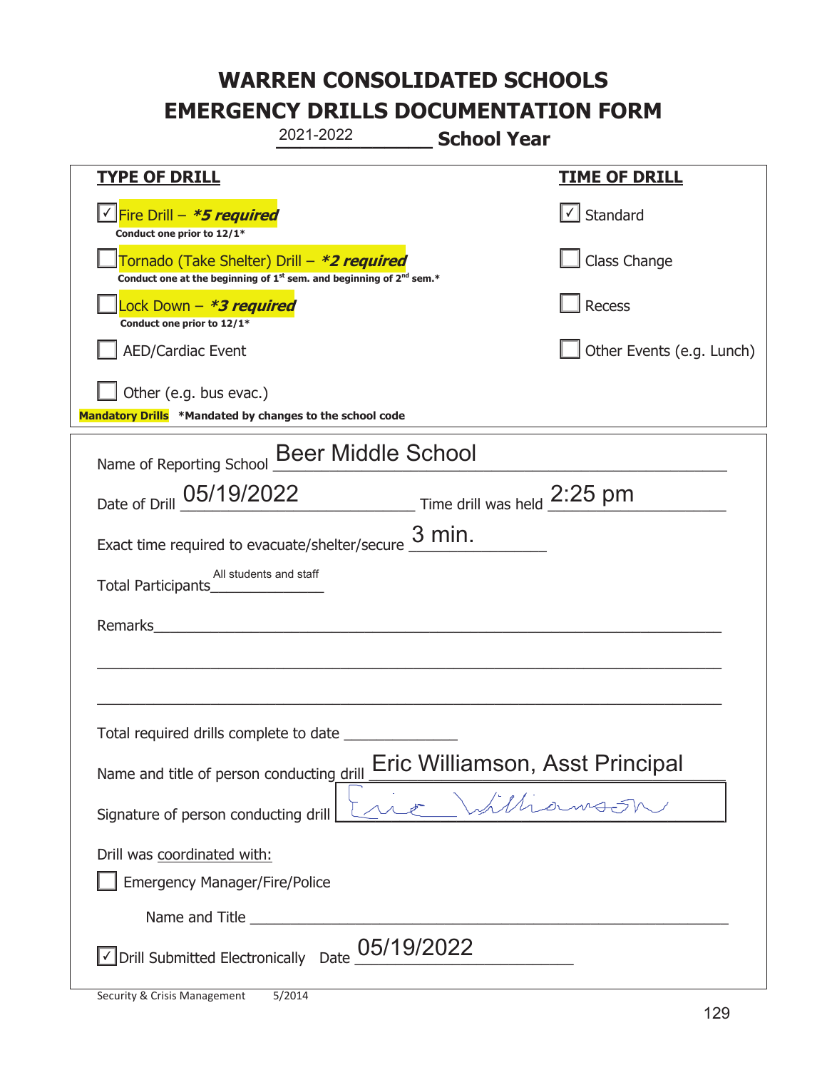# WARREN CONSOLIDATED SCHOOLS
# EMERGENCY DRILLS DOCUMENTATION FORM

2021-2022 **School Year**

| **TYPE OF DRILL** | **TIME OF DRILL** |
|---|---|
| ☑ Fire Drill – ***5 required*** <br> **Conduct one prior to 12/1*** | ☑ Standard |
| ☐ Tornado (Take Shelter) Drill – ***2 required*** <br> **Conduct one at the beginning of 1st sem. and beginning of 2nd sem.*** | ☐ Class Change |
| ☐ Lock Down – ***3 required*** <br> **Conduct one prior to 12/1*** | ☐ Recess |
| ☐ AED/Cardiac Event | ☐ Other Events (e.g. Lunch) |
| ☐ Other (e.g. bus evac.) | |

**Mandatory Drills** **\*Mandated by changes to the school code**

Name of Reporting School: Beer Middle School

Date of Drill: 05/19/2022 Time drill was held: 2:25 pm

Exact time required to evacuate/shelter/secure: 3 min.

Total Participants: All students and staff

Remarks: ______________________________

Total required drills complete to date: ______________

Name and title of person conducting drill: Eric Williamson, Asst Principal

Signature of person conducting drill: Eric Williamson

Drill was coordinated with:

☐ Emergency Manager/Fire/Police

Name and Title: ______________________________

☑ Drill Submitted Electronically Date: 05/19/2022

Security & Crisis Management 5/2014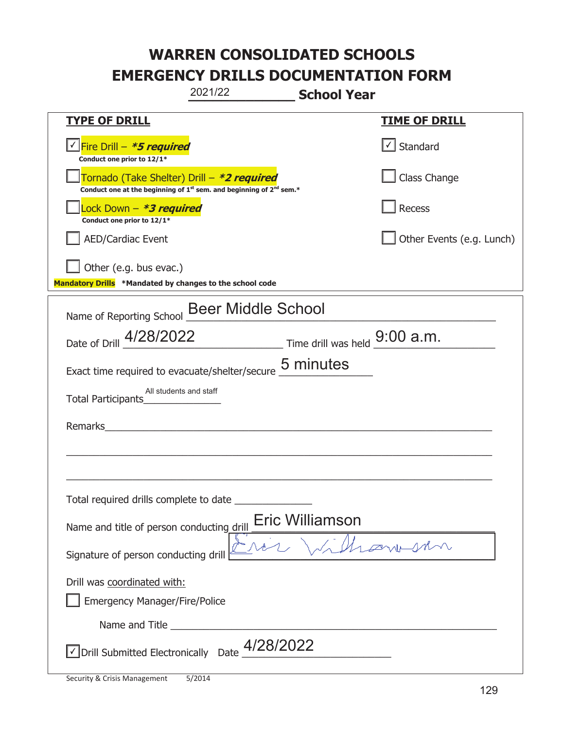# WARREN CONSOLIDATED SCHOOLS
# EMERGENCY DRILLS DOCUMENTATION FORM

2021/22 **School Year**

| **TYPE OF DRILL** | **TIME OF DRILL** |
|---|---|
| ☑ Fire Drill – ***5 required*** <br> **Conduct one prior to 12/1*** | ☑ Standard |
| ☐ Tornado (Take Shelter) Drill – ***2 required*** <br> **Conduct one at the beginning of 1st sem. and beginning of 2nd sem.*** | ☐ Class Change |
| ☐ Lock Down – ***3 required*** <br> **Conduct one prior to 12/1*** | ☐ Recess |
| ☐ AED/Cardiac Event | ☐ Other Events (e.g. Lunch) |
| ☐ Other (e.g. bus evac.) | |

**Mandatory Drills** ***Mandated by changes to the school code**

Name of Reporting School: Beer Middle School

Date of Drill: 4/28/2022 Time drill was held: 9:00 a.m.

Exact time required to evacuate/shelter/secure: 5 minutes

Total Participants: All students and staff

Remarks: ______________________________

Total required drills complete to date: ______________

Name and title of person conducting drill: Eric Williamson

Signature of person conducting drill: Eric Williamson

Drill was coordinated with:

☐ Emergency Manager/Fire/Police

Name and Title ______________________________

☑ Drill Submitted Electronically Date: 4/28/2022

Security & Crisis Management 5/2014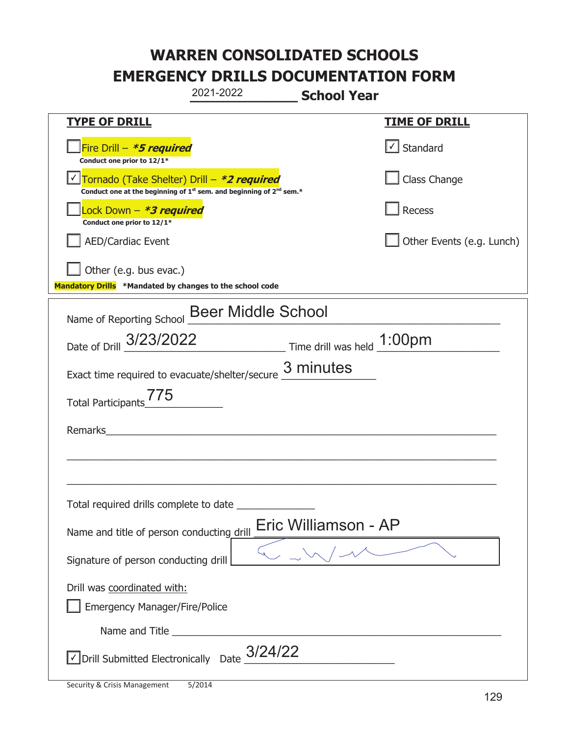# WARREN CONSOLIDATED SCHOOLS
# EMERGENCY DRILLS DOCUMENTATION FORM

2021-2022 **School Year**

| **TYPE OF DRILL** | **TIME OF DRILL** |
|---|---|
| ☐ Fire Drill – ***5 required*** Conduct one prior to 12/1* | ☑ Standard |
| ☑ Tornado (Take Shelter) Drill – ***2 required*** Conduct one at the beginning of 1st sem. and beginning of 2nd sem.* | ☐ Class Change |
| ☐ Lock Down – ***3 required*** Conduct one prior to 12/1* | ☐ Recess |
| ☐ AED/Cardiac Event | ☐ Other Events (e.g. Lunch) |
| ☐ Other (e.g. bus evac.) | |

**Mandatory Drills** *Mandated by changes to the school code

Name of Reporting School: Beer Middle School

Date of Drill: 3/23/2022 Time drill was held: 1:00pm

Exact time required to evacuate/shelter/secure: 3 minutes

Total Participants: 775

Remarks: ______________________

Total required drills complete to date: __________

Name and title of person conducting drill: Eric Williamson - AP

Signature of person conducting drill: [signature]

Drill was coordinated with:

☐ Emergency Manager/Fire/Police

Name and Title ______________________

☑ Drill Submitted Electronically Date: 3/24/22

Security & Crisis Management 5/2014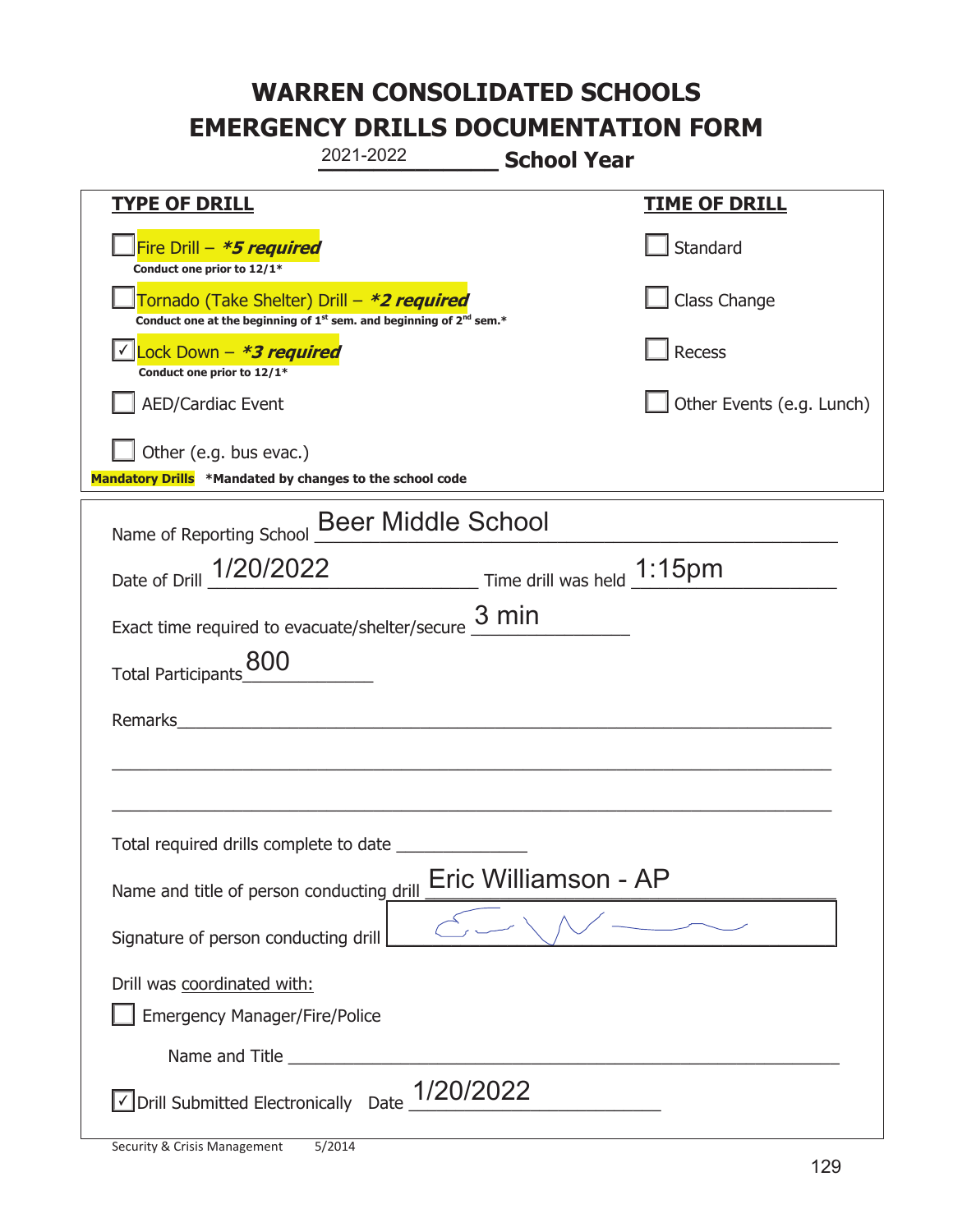# WARREN CONSOLIDATED SCHOOLS
# EMERGENCY DRILLS DOCUMENTATION FORM

2021-2022 **School Year**

| **TYPE OF DRILL** | **TIME OF DRILL** |
|---|---|
| ☐ Fire Drill – ***5 required** <br> **Conduct one prior to 12/1*** | ☐ Standard |
| ☐ Tornado (Take Shelter) Drill – ***2 required** <br> **Conduct one at the beginning of 1st sem. and beginning of 2nd sem.*** | ☐ Class Change |
| ☑ Lock Down – ***3 required** <br> **Conduct one prior to 12/1*** | ☐ Recess |
| ☐ AED/Cardiac Event | ☐ Other Events (e.g. Lunch) |
| ☐ Other (e.g. bus evac.) | |

**Mandatory Drills** ***Mandated by changes to the school code**

Name of Reporting School: Beer Middle School

Date of Drill: 1/20/2022 Time drill was held: 1:15pm

Exact time required to evacuate/shelter/secure: 3 min

Total Participants: 800

Remarks: ______________________________

Total required drills complete to date: ______________

Name and title of person conducting drill: Eric Williamson - AP

Signature of person conducting drill: [signature]

Drill was coordinated with:

☐ Emergency Manager/Fire/Police

Name and Title ______________________________

☑ Drill Submitted Electronically Date: 1/20/2022

Security & Crisis Management 5/2014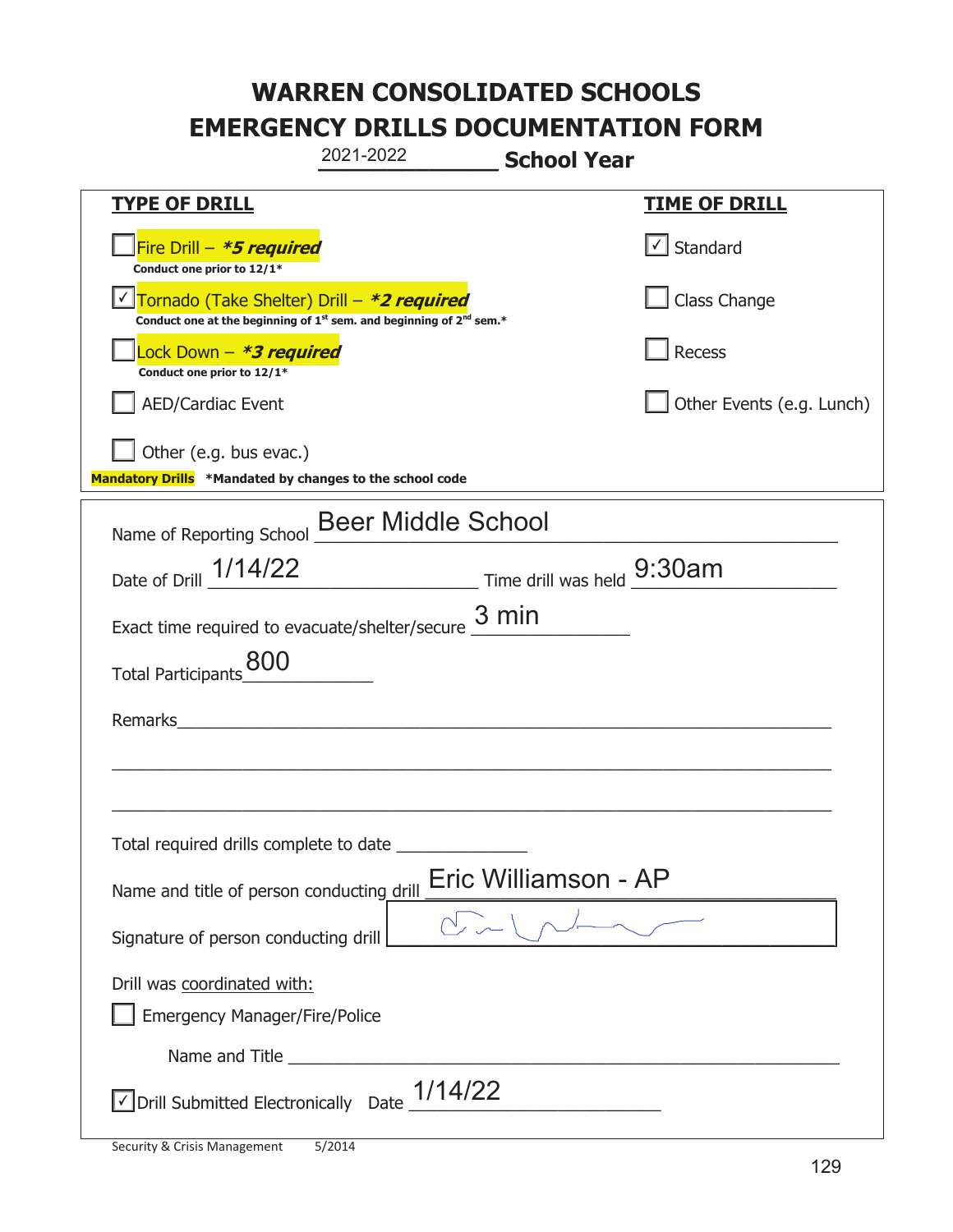# WARREN CONSOLIDATED SCHOOLS
# EMERGENCY DRILLS DOCUMENTATION FORM

2021-2022 **School Year**

| **TYPE OF DRILL** | **TIME OF DRILL** |
|---|---|
| ☐ Fire Drill – ***5 required*** <br> **Conduct one prior to 12/1*** | ☑ Standard |
| ☑ Tornado (Take Shelter) Drill – ***2 required*** <br> **Conduct one at the beginning of 1st sem. and beginning of 2nd sem.*** | ☐ Class Change |
| ☐ Lock Down – ***3 required*** <br> **Conduct one prior to 12/1*** | ☐ Recess |
| ☐ AED/Cardiac Event | ☐ Other Events (e.g. Lunch) |
| ☐ Other (e.g. bus evac.) | |

**Mandatory Drills** **\*Mandated by changes to the school code**

Name of Reporting School: Beer Middle School

Date of Drill: 1/14/22  Time drill was held: 9:30am

Exact time required to evacuate/shelter/secure: 3 min

Total Participants: 800

Remarks: ______________________________

Total required drills complete to date: ______________

Name and title of person conducting drill: Eric Williamson - AP

Signature of person conducting drill: [signature]

Drill was coordinated with:

☐ Emergency Manager/Fire/Police

Name and Title ______________________________

☑ Drill Submitted Electronically  Date: 1/14/22

Security & Crisis Management  5/2014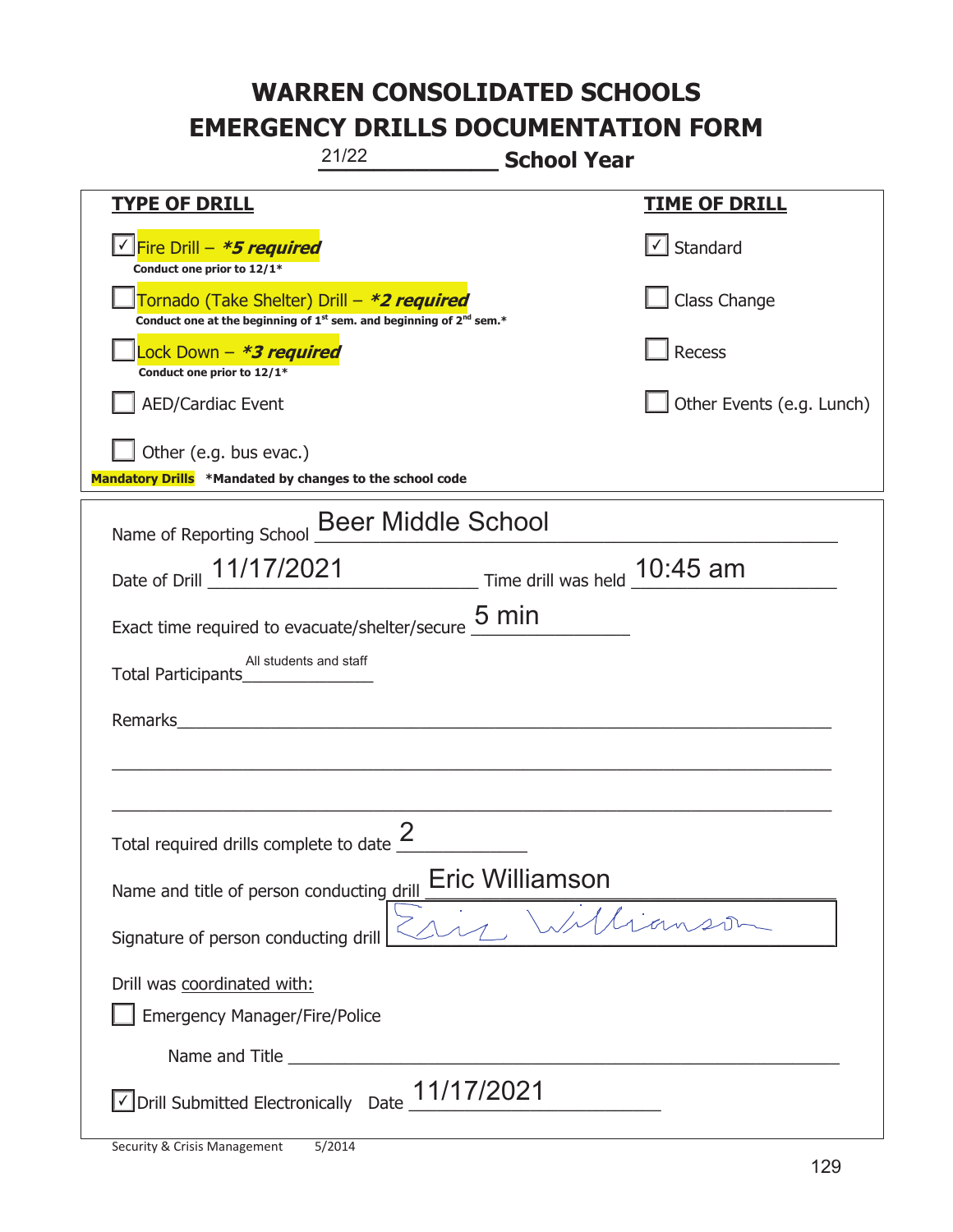# WARREN CONSOLIDATED SCHOOLS
# EMERGENCY DRILLS DOCUMENTATION FORM

21/22 **School Year**

| **TYPE OF DRILL** | **TIME OF DRILL** |
|---|---|
| ☑ Fire Drill – ***5 required*** <br> **Conduct one prior to 12/1*** | ☑ Standard |
| ☐ Tornado (Take Shelter) Drill – ***2 required*** <br> **Conduct one at the beginning of 1st sem. and beginning of 2nd sem.*** | ☐ Class Change |
| ☐ Lock Down – ***3 required*** <br> **Conduct one prior to 12/1*** | ☐ Recess |
| ☐ AED/Cardiac Event | ☐ Other Events (e.g. Lunch) |
| ☐ Other (e.g. bus evac.) | |

**Mandatory Drills** ***Mandated by changes to the school code**

Name of Reporting School: Beer Middle School

Date of Drill: 11/17/2021 Time drill was held: 10:45 am

Exact time required to evacuate/shelter/secure: 5 min

Total Participants: All students and staff

Remarks: ______________________________

Total required drills complete to date: 2

Name and title of person conducting drill: Eric Williamson

Signature of person conducting drill: *Eric Williamson*

Drill was coordinated with:

☐ Emergency Manager/Fire/Police

Name and Title ______________________________

☑ Drill Submitted Electronically Date: 11/17/2021

Security & Crisis Management 5/2014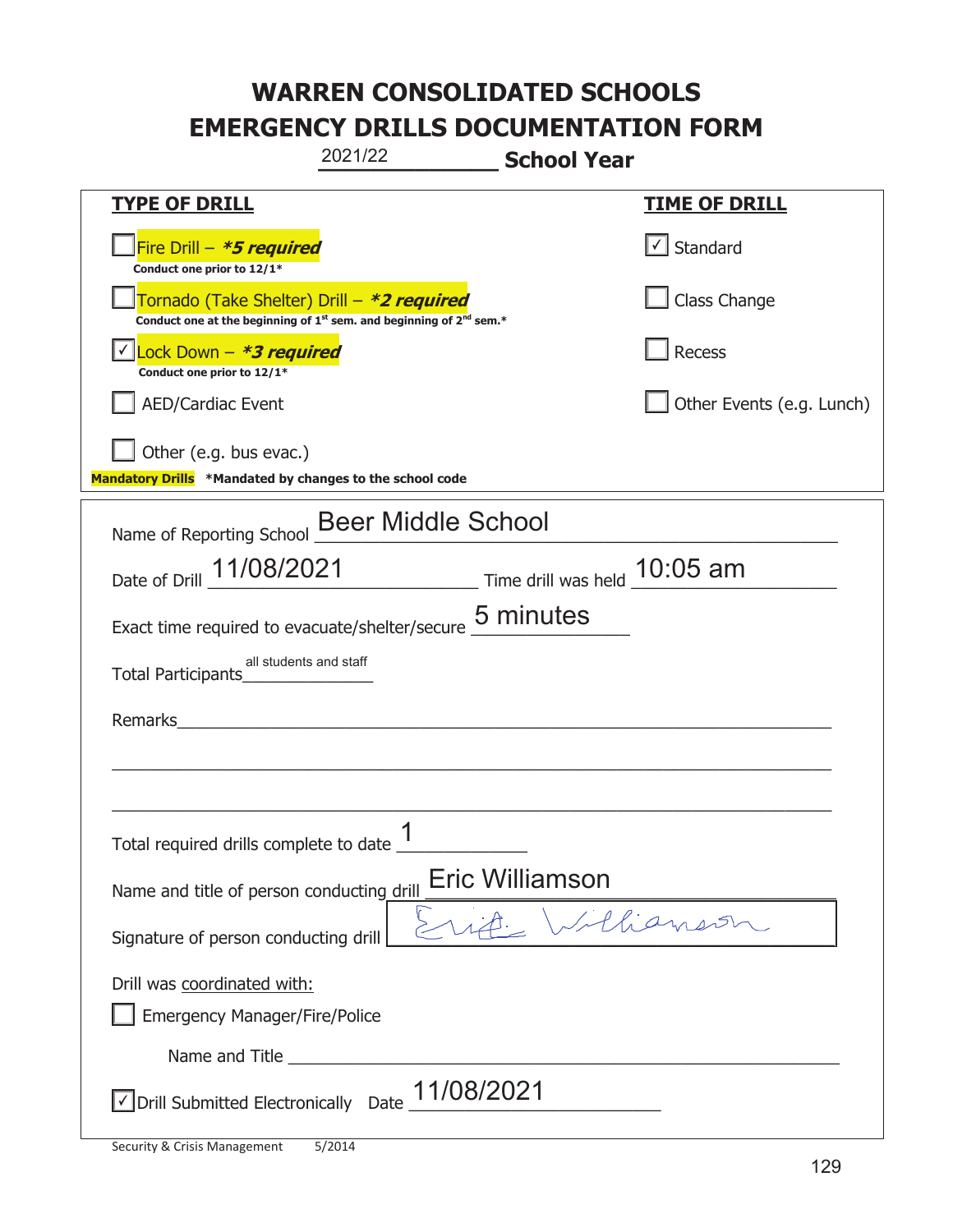# WARREN CONSOLIDATED SCHOOLS
# EMERGENCY DRILLS DOCUMENTATION FORM

2021/22 **School Year**

| **TYPE OF DRILL** | **TIME OF DRILL** |
|---|---|
| ☐ Fire Drill – ***5 required*** <br> **Conduct one prior to 12/1*** | ☑ Standard |
| ☐ Tornado (Take Shelter) Drill – ***2 required*** <br> **Conduct one at the beginning of 1st sem. and beginning of 2nd sem.*** | ☐ Class Change |
| ☑ Lock Down – ***3 required*** <br> **Conduct one prior to 12/1*** | ☐ Recess |
| ☐ AED/Cardiac Event | ☐ Other Events (e.g. Lunch) |
| ☐ Other (e.g. bus evac.) | |

**Mandatory Drills** ***Mandated by changes to the school code**

Name of Reporting School: Beer Middle School

Date of Drill: 11/08/2021 Time drill was held: 10:05 am

Exact time required to evacuate/shelter/secure: 5 minutes

Total Participants: all students and staff

Remarks: ______________________________

Total required drills complete to date: 1

Name and title of person conducting drill: Eric Williamson

Signature of person conducting drill: Eric Williamson

Drill was coordinated with:

☐ Emergency Manager/Fire/Police

Name and Title ______________________________

☑ Drill Submitted Electronically Date: 11/08/2021

Security & Crisis Management 5/2014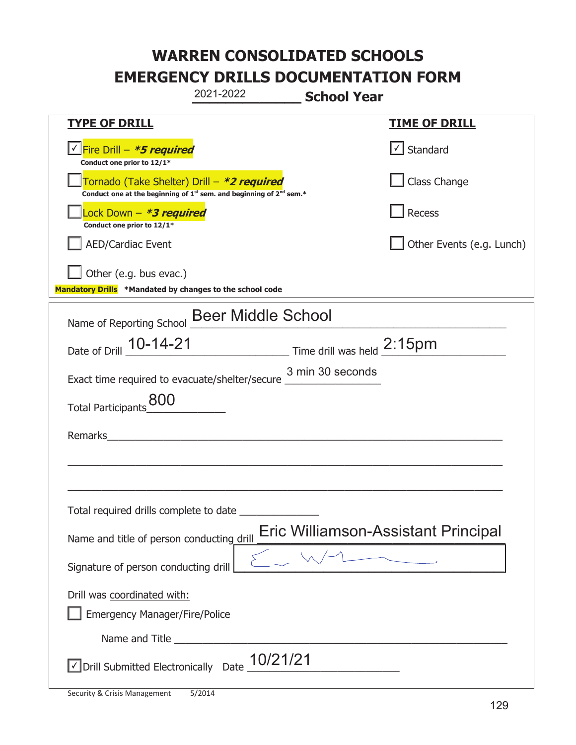# WARREN CONSOLIDATED SCHOOLS
# EMERGENCY DRILLS DOCUMENTATION FORM

2021-2022 **School Year**

| **TYPE OF DRILL** | **TIME OF DRILL** |
|---|---|
| ☑ Fire Drill – ***5 required*** <br> **Conduct one prior to 12/1*** | ☑ Standard |
| ☐ Tornado (Take Shelter) Drill – ***2 required*** <br> **Conduct one at the beginning of 1st sem. and beginning of 2nd sem.*** | ☐ Class Change |
| ☐ Lock Down – ***3 required*** <br> **Conduct one prior to 12/1*** | ☐ Recess |
| ☐ AED/Cardiac Event | ☐ Other Events (e.g. Lunch) |
| ☐ Other (e.g. bus evac.) | |

**Mandatory Drills** ***Mandated by changes to the school code**

Name of Reporting School: Beer Middle School

Date of Drill: 10-14-21 Time drill was held: 2:15pm

Exact time required to evacuate/shelter/secure: 3 min 30 seconds

Total Participants: 800

Remarks: ______________________________

Total required drills complete to date: ______________

Name and title of person conducting drill: Eric Williamson-Assistant Principal

Signature of person conducting drill: [signature]

Drill was coordinated with:

☐ Emergency Manager/Fire/Police

Name and Title: ______________________________

☑ Drill Submitted Electronically Date: 10/21/21

Security & Crisis Management 5/2014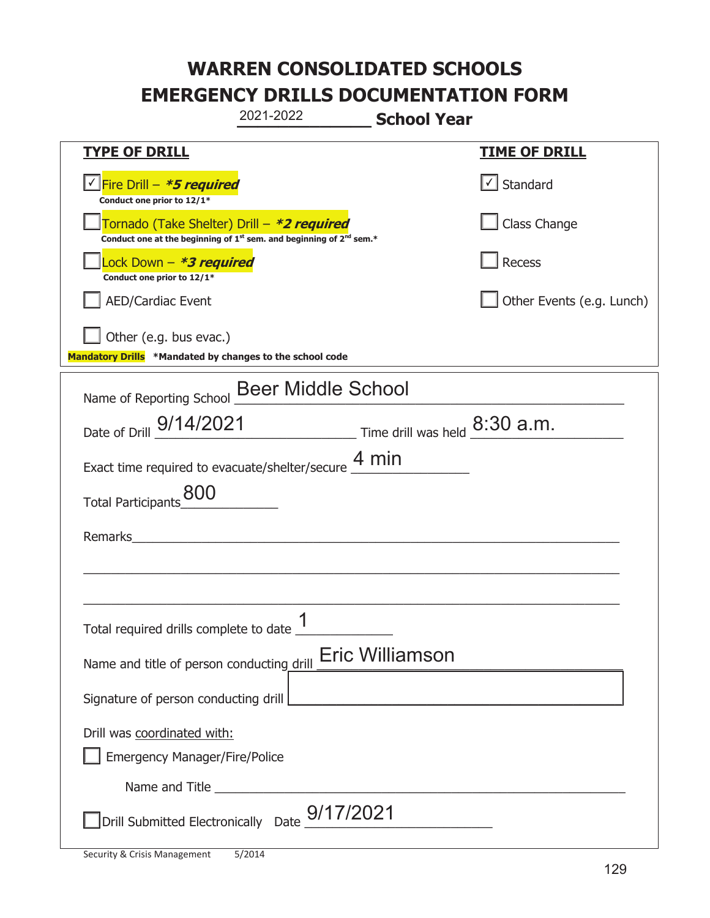# WARREN CONSOLIDATED SCHOOLS
# EMERGENCY DRILLS DOCUMENTATION FORM

2021-2022 **School Year**

| TYPE OF DRILL | TIME OF DRILL |
|---|---|
| ☑ Fire Drill – ***5 required** <br> **Conduct one prior to 12/1*** | ☑ Standard |
| ☐ Tornado (Take Shelter) Drill – ***2 required** <br> **Conduct one at the beginning of 1st sem. and beginning of 2nd sem.*** | ☐ Class Change |
| ☐ Lock Down – ***3 required** <br> **Conduct one prior to 12/1*** | ☐ Recess |
| ☐ AED/Cardiac Event | ☐ Other Events (e.g. Lunch) |
| ☐ Other (e.g. bus evac.) | |

**Mandatory Drills** **\*Mandated by changes to the school code**

Name of Reporting School: Beer Middle School

Date of Drill: 9/14/2021 Time drill was held: 8:30 a.m.

Exact time required to evacuate/shelter/secure: 4 min

Total Participants: 800

Remarks: ______________________________

Total required drills complete to date: 1

Name and title of person conducting drill: Eric Williamson

Signature of person conducting drill: ______________________________

Drill was coordinated with:

☐ Emergency Manager/Fire/Police

Name and Title ______________________________

☐ Drill Submitted Electronically Date: 9/17/2021

Security & Crisis Management 5/2014